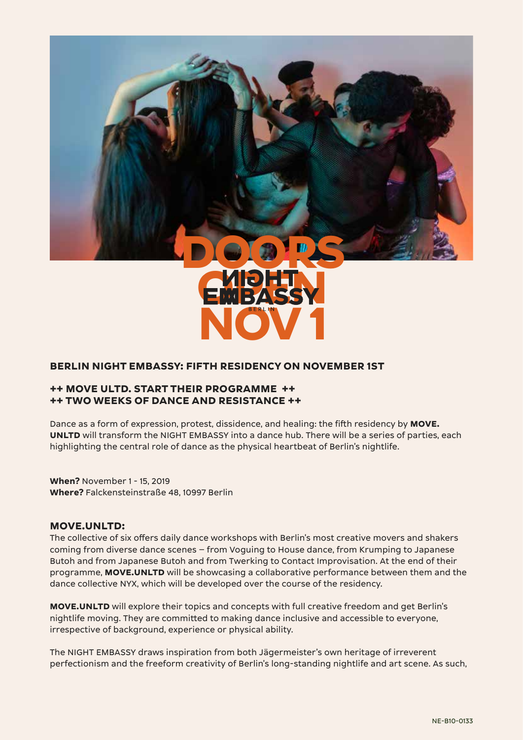DOORS OPEN NOV 1

NIGHT EMBASSY BERLIN

## BERLIN NIGHT EMBASSY: FIFTH RESIDENCY ON NOVEMBER 1ST

### ++ MOVE ULTD. START THEIR PROGRAMME ++
### ++ TWO WEEKS OF DANCE AND RESISTANCE ++

Dance as a form of expression, protest, dissidence, and healing: the fifth residency by **MOVE. UNLTD** will transform the NIGHT EMBASSY into a dance hub. There will be a series of parties, each highlighting the central role of dance as the physical heartbeat of Berlin's nightlife.

**When?** November 1 - 15, 2019
**Where?** Falckensteinstraße 48, 10997 Berlin

### MOVE.UNLTD:

The collective of six offers daily dance workshops with Berlin's most creative movers and shakers coming from diverse dance scenes – from Voguing to House dance, from Krumping to Japanese Butoh and from Japanese Butoh and from Twerking to Contact Improvisation. At the end of their programme, **MOVE.UNLTD** will be showcasing a collaborative performance between them and the dance collective NYX, which will be developed over the course of the residency.

**MOVE.UNLTD** will explore their topics and concepts with full creative freedom and get Berlin's nightlife moving. They are committed to making dance inclusive and accessible to everyone, irrespective of background, experience or physical ability.

The NIGHT EMBASSY draws inspiration from both Jägermeister's own heritage of irreverent perfectionism and the freeform creativity of Berlin's long-standing nightlife and art scene. As such,

NE-B10-0133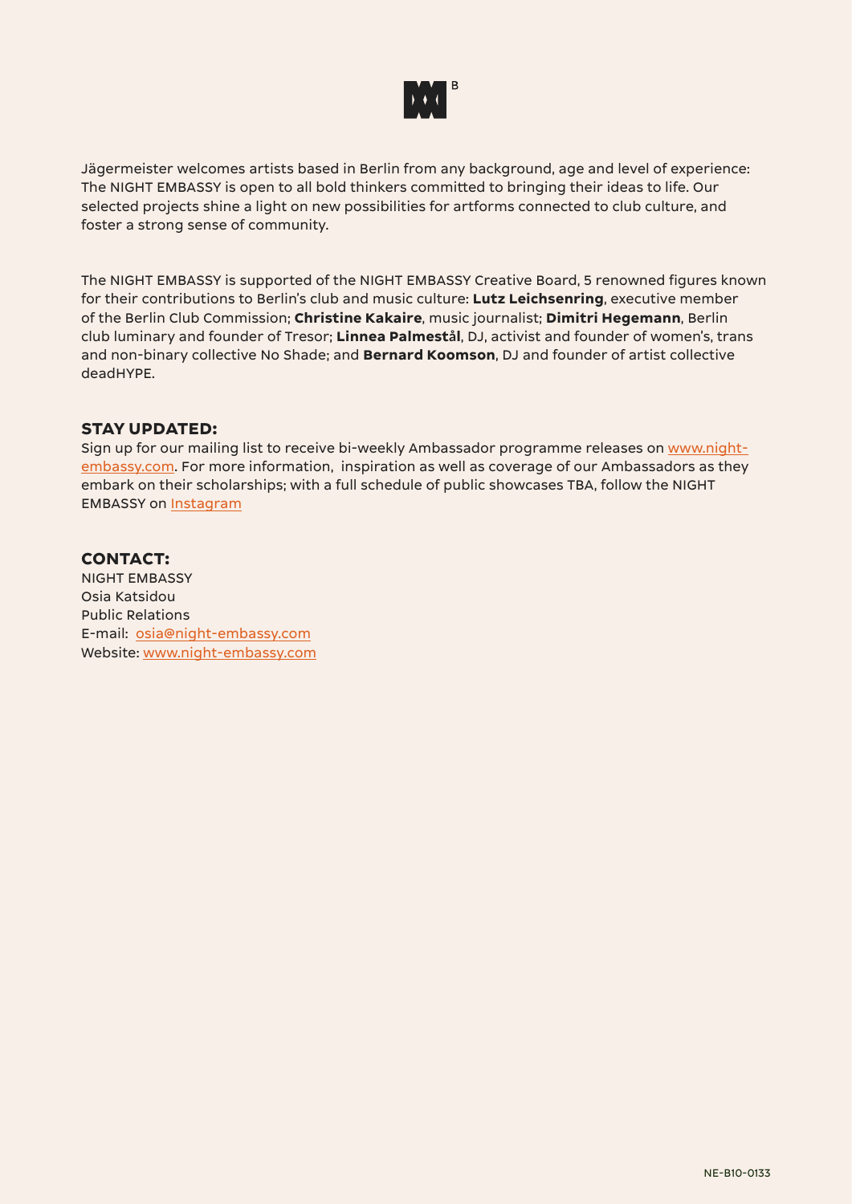Jägermeister welcomes artists based in Berlin from any background, age and level of experience: The NIGHT EMBASSY is open to all bold thinkers committed to bringing their ideas to life. Our selected projects shine a light on new possibilities for artforms connected to club culture, and foster a strong sense of community.

The NIGHT EMBASSY is supported of the NIGHT EMBASSY Creative Board, 5 renowned figures known for their contributions to Berlin's club and music culture: **Lutz Leichsenring**, executive member of the Berlin Club Commission; **Christine Kakaire**, music journalist; **Dimitri Hegemann**, Berlin club luminary and founder of Tresor; **Linnea Palmestål**, DJ, activist and founder of women's, trans and non-binary collective No Shade; and **Bernard Koomson**, DJ and founder of artist collective deadHYPE.

## STAY UPDATED:

Sign up for our mailing list to receive bi-weekly Ambassador programme releases on www.night-embassy.com. For more information, inspiration as well as coverage of our Ambassadors as they embark on their scholarships; with a full schedule of public showcases TBA, follow the NIGHT EMBASSY on Instagram

## CONTACT:

NIGHT EMBASSY
Osia Katsidou
Public Relations
E-mail: osia@night-embassy.com
Website: www.night-embassy.com

NE-B10-0133